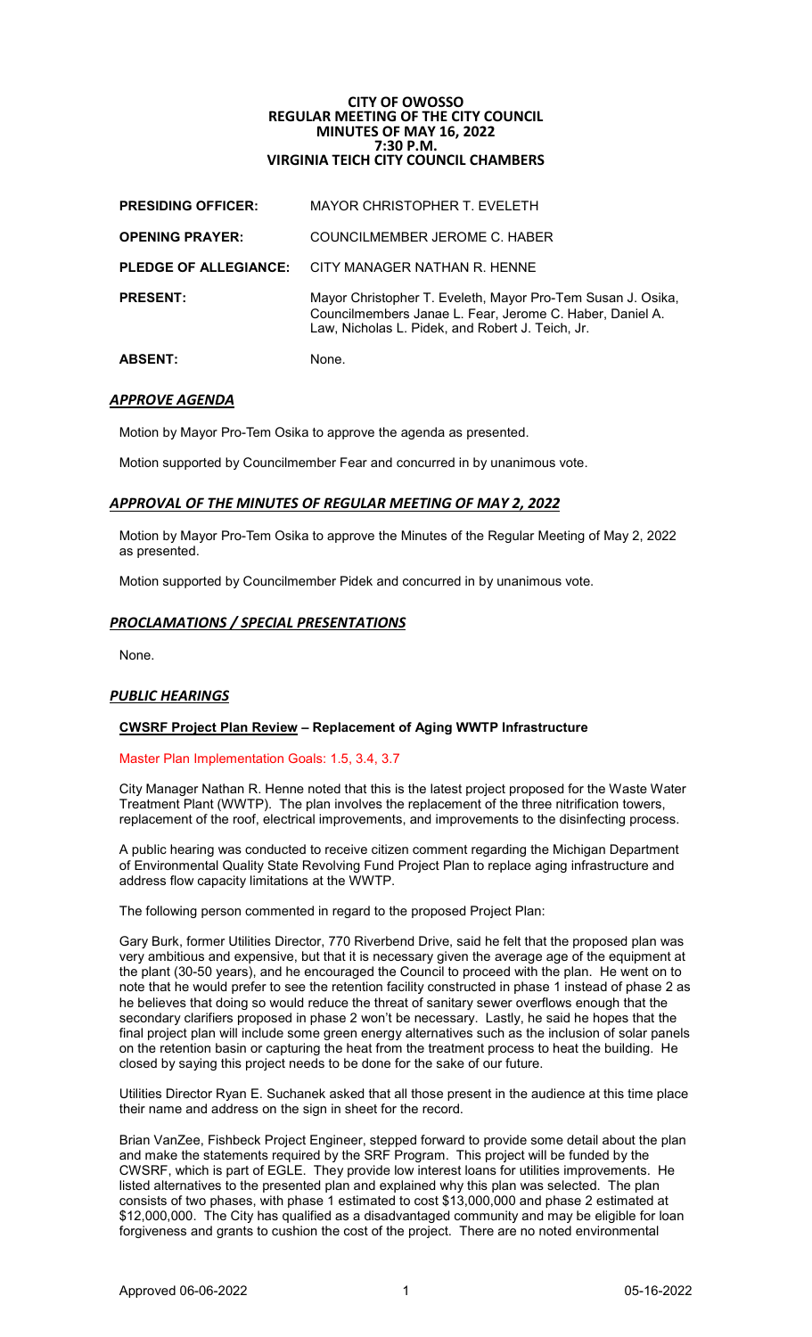# CITY OF OWOSSO
## REGULAR MEETING OF THE CITY COUNCIL
## MINUTES OF MAY 16, 2022
## 7:30 P.M.
## VIRGINIA TEICH CITY COUNCIL CHAMBERS

| | |
|---|---|
| **PRESIDING OFFICER:** | MAYOR CHRISTOPHER T. EVELETH |
| **OPENING PRAYER:** | COUNCILMEMBER JEROME C. HABER |
| **PLEDGE OF ALLEGIANCE:** | CITY MANAGER NATHAN R. HENNE |
| **PRESENT:** | Mayor Christopher T. Eveleth, Mayor Pro-Tem Susan J. Osika, Councilmembers Janae L. Fear, Jerome C. Haber, Daniel A. Law, Nicholas L. Pidek, and Robert J. Teich, Jr. |
| **ABSENT:** | None. |

### *APPROVE AGENDA*

Motion by Mayor Pro-Tem Osika to approve the agenda as presented.

Motion supported by Councilmember Fear and concurred in by unanimous vote.

### *APPROVAL OF THE MINUTES OF REGULAR MEETING OF MAY 2, 2022*

Motion by Mayor Pro-Tem Osika to approve the Minutes of the Regular Meeting of May 2, 2022 as presented.

Motion supported by Councilmember Pidek and concurred in by unanimous vote.

### *PROCLAMATIONS / SPECIAL PRESENTATIONS*

None.

### *PUBLIC HEARINGS*

**CWSRF Project Plan Review – Replacement of Aging WWTP Infrastructure**

Master Plan Implementation Goals: 1.5, 3.4, 3.7

City Manager Nathan R. Henne noted that this is the latest project proposed for the Waste Water Treatment Plant (WWTP). The plan involves the replacement of the three nitrification towers, replacement of the roof, electrical improvements, and improvements to the disinfecting process.

A public hearing was conducted to receive citizen comment regarding the Michigan Department of Environmental Quality State Revolving Fund Project Plan to replace aging infrastructure and address flow capacity limitations at the WWTP.

The following person commented in regard to the proposed Project Plan:

Gary Burk, former Utilities Director, 770 Riverbend Drive, said he felt that the proposed plan was very ambitious and expensive, but that it is necessary given the average age of the equipment at the plant (30-50 years), and he encouraged the Council to proceed with the plan. He went on to note that he would prefer to see the retention facility constructed in phase 1 instead of phase 2 as he believes that doing so would reduce the threat of sanitary sewer overflows enough that the secondary clarifiers proposed in phase 2 won't be necessary. Lastly, he said he hopes that the final project plan will include some green energy alternatives such as the inclusion of solar panels on the retention basin or capturing the heat from the treatment process to heat the building. He closed by saying this project needs to be done for the sake of our future.

Utilities Director Ryan E. Suchanek asked that all those present in the audience at this time place their name and address on the sign in sheet for the record.

Brian VanZee, Fishbeck Project Engineer, stepped forward to provide some detail about the plan and make the statements required by the SRF Program. This project will be funded by the CWSRF, which is part of EGLE. They provide low interest loans for utilities improvements. He listed alternatives to the presented plan and explained why this plan was selected. The plan consists of two phases, with phase 1 estimated to cost $13,000,000 and phase 2 estimated at $12,000,000. The City has qualified as a disadvantaged community and may be eligible for loan forgiveness and grants to cushion the cost of the project. There are no noted environmental

Approved 06-06-2022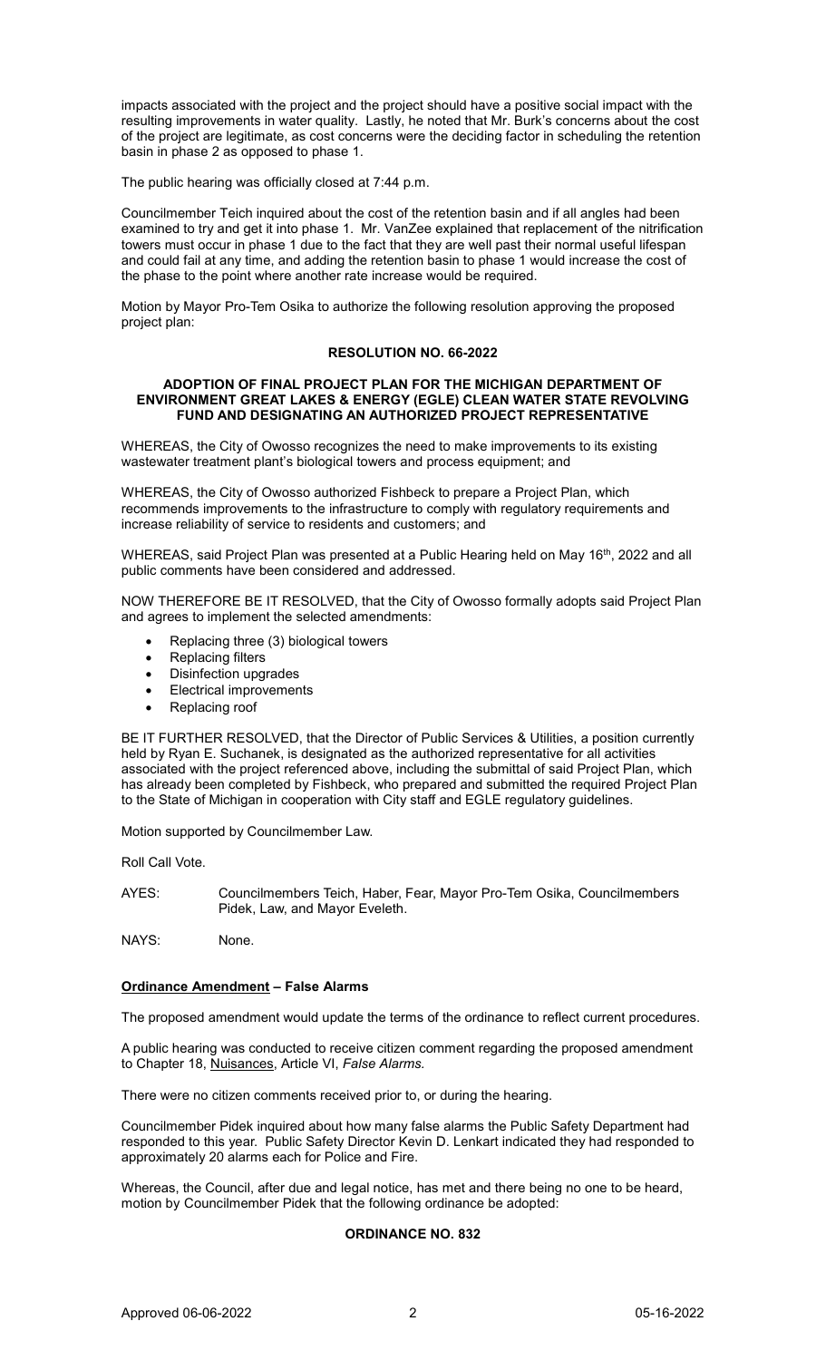impacts associated with the project and the project should have a positive social impact with the resulting improvements in water quality. Lastly, he noted that Mr. Burk's concerns about the cost of the project are legitimate, as cost concerns were the deciding factor in scheduling the retention basin in phase 2 as opposed to phase 1.

The public hearing was officially closed at 7:44 p.m.

Councilmember Teich inquired about the cost of the retention basin and if all angles had been examined to try and get it into phase 1. Mr. VanZee explained that replacement of the nitrification towers must occur in phase 1 due to the fact that they are well past their normal useful lifespan and could fail at any time, and adding the retention basin to phase 1 would increase the cost of the phase to the point where another rate increase would be required.

Motion by Mayor Pro-Tem Osika to authorize the following resolution approving the proposed project plan:

**RESOLUTION NO. 66-2022**

**ADOPTION OF FINAL PROJECT PLAN FOR THE MICHIGAN DEPARTMENT OF ENVIRONMENT GREAT LAKES & ENERGY (EGLE) CLEAN WATER STATE REVOLVING FUND AND DESIGNATING AN AUTHORIZED PROJECT REPRESENTATIVE**

WHEREAS, the City of Owosso recognizes the need to make improvements to its existing wastewater treatment plant's biological towers and process equipment; and

WHEREAS, the City of Owosso authorized Fishbeck to prepare a Project Plan, which recommends improvements to the infrastructure to comply with regulatory requirements and increase reliability of service to residents and customers; and

WHEREAS, said Project Plan was presented at a Public Hearing held on May 16th, 2022 and all public comments have been considered and addressed.

NOW THEREFORE BE IT RESOLVED, that the City of Owosso formally adopts said Project Plan and agrees to implement the selected amendments:

- Replacing three (3) biological towers
- Replacing filters
- Disinfection upgrades
- Electrical improvements
- Replacing roof

BE IT FURTHER RESOLVED, that the Director of Public Services & Utilities, a position currently held by Ryan E. Suchanek, is designated as the authorized representative for all activities associated with the project referenced above, including the submittal of said Project Plan, which has already been completed by Fishbeck, who prepared and submitted the required Project Plan to the State of Michigan in cooperation with City staff and EGLE regulatory guidelines.

Motion supported by Councilmember Law.

Roll Call Vote.

AYES: Councilmembers Teich, Haber, Fear, Mayor Pro-Tem Osika, Councilmembers Pidek, Law, and Mayor Eveleth.

NAYS: None.

**Ordinance Amendment – False Alarms**

The proposed amendment would update the terms of the ordinance to reflect current procedures.

A public hearing was conducted to receive citizen comment regarding the proposed amendment to Chapter 18, Nuisances, Article VI, *False Alarms.*

There were no citizen comments received prior to, or during the hearing.

Councilmember Pidek inquired about how many false alarms the Public Safety Department had responded to this year. Public Safety Director Kevin D. Lenkart indicated they had responded to approximately 20 alarms each for Police and Fire.

Whereas, the Council, after due and legal notice, has met and there being no one to be heard, motion by Councilmember Pidek that the following ordinance be adopted:

**ORDINANCE NO. 832**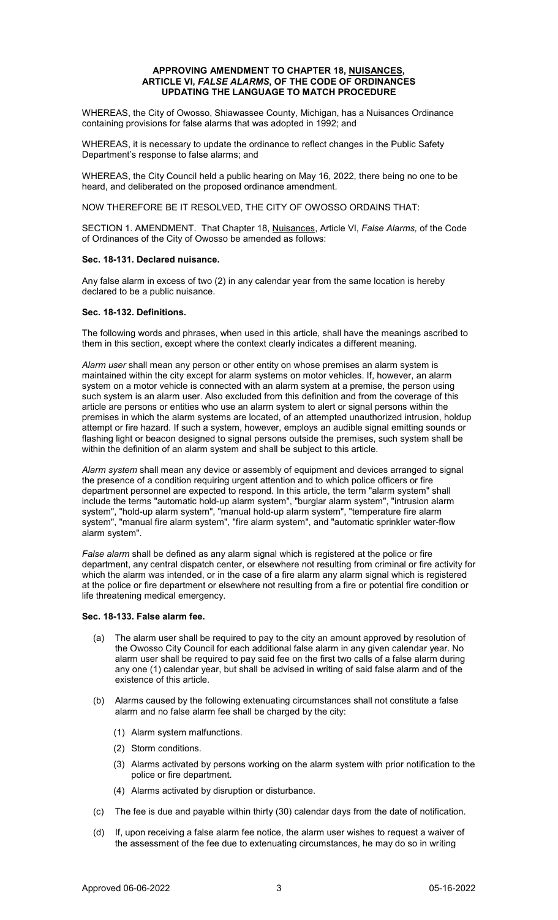**APPROVING AMENDMENT TO CHAPTER 18, NUISANCES, ARTICLE VI, *FALSE ALARMS*, OF THE CODE OF ORDINANCES UPDATING THE LANGUAGE TO MATCH PROCEDURE**

WHEREAS, the City of Owosso, Shiawassee County, Michigan, has a Nuisances Ordinance containing provisions for false alarms that was adopted in 1992; and

WHEREAS, it is necessary to update the ordinance to reflect changes in the Public Safety Department's response to false alarms; and

WHEREAS, the City Council held a public hearing on May 16, 2022, there being no one to be heard, and deliberated on the proposed ordinance amendment.

NOW THEREFORE BE IT RESOLVED, THE CITY OF OWOSSO ORDAINS THAT:

SECTION 1. AMENDMENT. That Chapter 18, Nuisances, Article VI, *False Alarms,* of the Code of Ordinances of the City of Owosso be amended as follows:

**Sec. 18-131. Declared nuisance.**

Any false alarm in excess of two (2) in any calendar year from the same location is hereby declared to be a public nuisance.

**Sec. 18-132. Definitions.**

The following words and phrases, when used in this article, shall have the meanings ascribed to them in this section, except where the context clearly indicates a different meaning.

*Alarm user* shall mean any person or other entity on whose premises an alarm system is maintained within the city except for alarm systems on motor vehicles. If, however, an alarm system on a motor vehicle is connected with an alarm system at a premise, the person using such system is an alarm user. Also excluded from this definition and from the coverage of this article are persons or entities who use an alarm system to alert or signal persons within the premises in which the alarm systems are located, of an attempted unauthorized intrusion, holdup attempt or fire hazard. If such a system, however, employs an audible signal emitting sounds or flashing light or beacon designed to signal persons outside the premises, such system shall be within the definition of an alarm system and shall be subject to this article.

*Alarm system* shall mean any device or assembly of equipment and devices arranged to signal the presence of a condition requiring urgent attention and to which police officers or fire department personnel are expected to respond. In this article, the term "alarm system" shall include the terms "automatic hold-up alarm system", "burglar alarm system", "intrusion alarm system", "hold-up alarm system", "manual hold-up alarm system", "temperature fire alarm system", "manual fire alarm system", "fire alarm system", and "automatic sprinkler water-flow alarm system".

*False alarm* shall be defined as any alarm signal which is registered at the police or fire department, any central dispatch center, or elsewhere not resulting from criminal or fire activity for which the alarm was intended, or in the case of a fire alarm any alarm signal which is registered at the police or fire department or elsewhere not resulting from a fire or potential fire condition or life threatening medical emergency.

**Sec. 18-133. False alarm fee.**

(a) The alarm user shall be required to pay to the city an amount approved by resolution of the Owosso City Council for each additional false alarm in any given calendar year. No alarm user shall be required to pay said fee on the first two calls of a false alarm during any one (1) calendar year, but shall be advised in writing of said false alarm and of the existence of this article.

(b) Alarms caused by the following extenuating circumstances shall not constitute a false alarm and no false alarm fee shall be charged by the city:

   (1) Alarm system malfunctions.

   (2) Storm conditions.

   (3) Alarms activated by persons working on the alarm system with prior notification to the police or fire department.

   (4) Alarms activated by disruption or disturbance.

(c) The fee is due and payable within thirty (30) calendar days from the date of notification.

(d) If, upon receiving a false alarm fee notice, the alarm user wishes to request a waiver of the assessment of the fee due to extenuating circumstances, he may do so in writing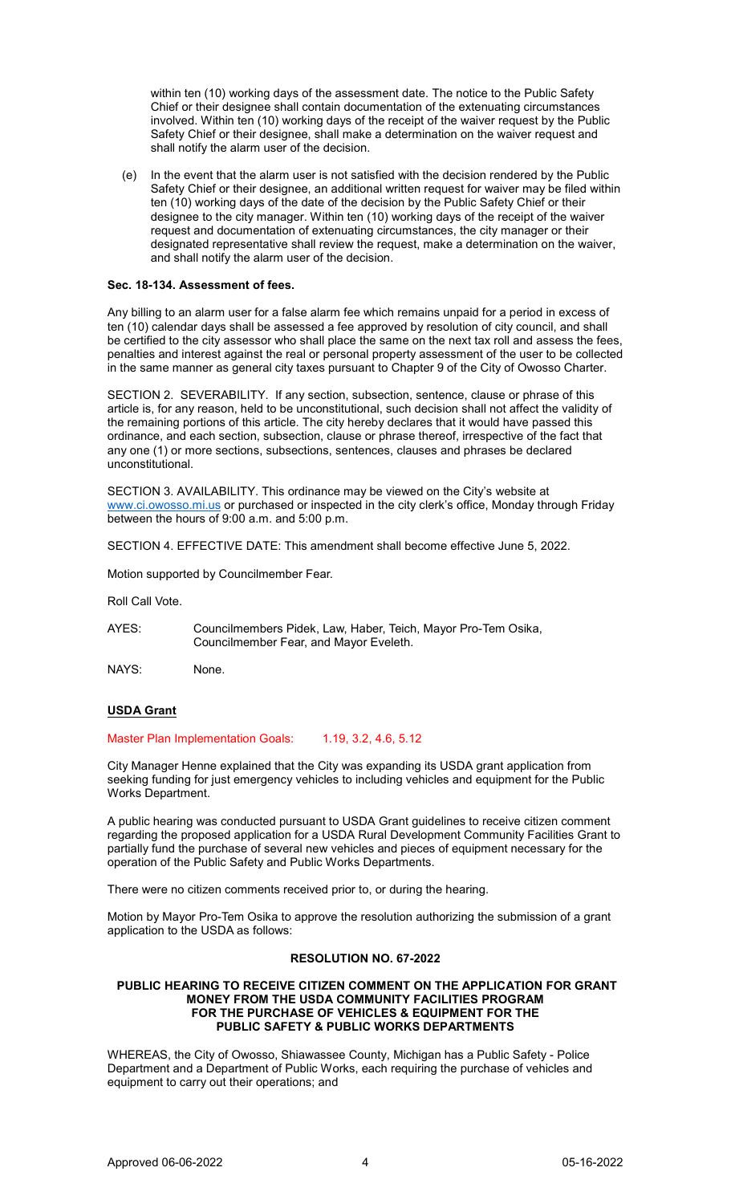within ten (10) working days of the assessment date. The notice to the Public Safety Chief or their designee shall contain documentation of the extenuating circumstances involved. Within ten (10) working days of the receipt of the waiver request by the Public Safety Chief or their designee, shall make a determination on the waiver request and shall notify the alarm user of the decision.

(e) In the event that the alarm user is not satisfied with the decision rendered by the Public Safety Chief or their designee, an additional written request for waiver may be filed within ten (10) working days of the date of the decision by the Public Safety Chief or their designee to the city manager. Within ten (10) working days of the receipt of the waiver request and documentation of extenuating circumstances, the city manager or their designated representative shall review the request, make a determination on the waiver, and shall notify the alarm user of the decision.

**Sec. 18-134. Assessment of fees.**

Any billing to an alarm user for a false alarm fee which remains unpaid for a period in excess of ten (10) calendar days shall be assessed a fee approved by resolution of city council, and shall be certified to the city assessor who shall place the same on the next tax roll and assess the fees, penalties and interest against the real or personal property assessment of the user to be collected in the same manner as general city taxes pursuant to Chapter 9 of the City of Owosso Charter.

SECTION 2. SEVERABILITY. If any section, subsection, sentence, clause or phrase of this article is, for any reason, held to be unconstitutional, such decision shall not affect the validity of the remaining portions of this article. The city hereby declares that it would have passed this ordinance, and each section, subsection, clause or phrase thereof, irrespective of the fact that any one (1) or more sections, subsections, sentences, clauses and phrases be declared unconstitutional.

SECTION 3. AVAILABILITY. This ordinance may be viewed on the City's website at www.ci.owosso.mi.us or purchased or inspected in the city clerk's office, Monday through Friday between the hours of 9:00 a.m. and 5:00 p.m.

SECTION 4. EFFECTIVE DATE: This amendment shall become effective June 5, 2022.

Motion supported by Councilmember Fear.

Roll Call Vote.

AYES: Councilmembers Pidek, Law, Haber, Teich, Mayor Pro-Tem Osika, Councilmember Fear, and Mayor Eveleth.

NAYS: None.

**USDA Grant**

Master Plan Implementation Goals: 1.19, 3.2, 4.6, 5.12

City Manager Henne explained that the City was expanding its USDA grant application from seeking funding for just emergency vehicles to including vehicles and equipment for the Public Works Department.

A public hearing was conducted pursuant to USDA Grant guidelines to receive citizen comment regarding the proposed application for a USDA Rural Development Community Facilities Grant to partially fund the purchase of several new vehicles and pieces of equipment necessary for the operation of the Public Safety and Public Works Departments.

There were no citizen comments received prior to, or during the hearing.

Motion by Mayor Pro-Tem Osika to approve the resolution authorizing the submission of a grant application to the USDA as follows:

**RESOLUTION NO. 67-2022**

**PUBLIC HEARING TO RECEIVE CITIZEN COMMENT ON THE APPLICATION FOR GRANT MONEY FROM THE USDA COMMUNITY FACILITIES PROGRAM FOR THE PURCHASE OF VEHICLES & EQUIPMENT FOR THE PUBLIC SAFETY & PUBLIC WORKS DEPARTMENTS**

WHEREAS, the City of Owosso, Shiawassee County, Michigan has a Public Safety - Police Department and a Department of Public Works, each requiring the purchase of vehicles and equipment to carry out their operations; and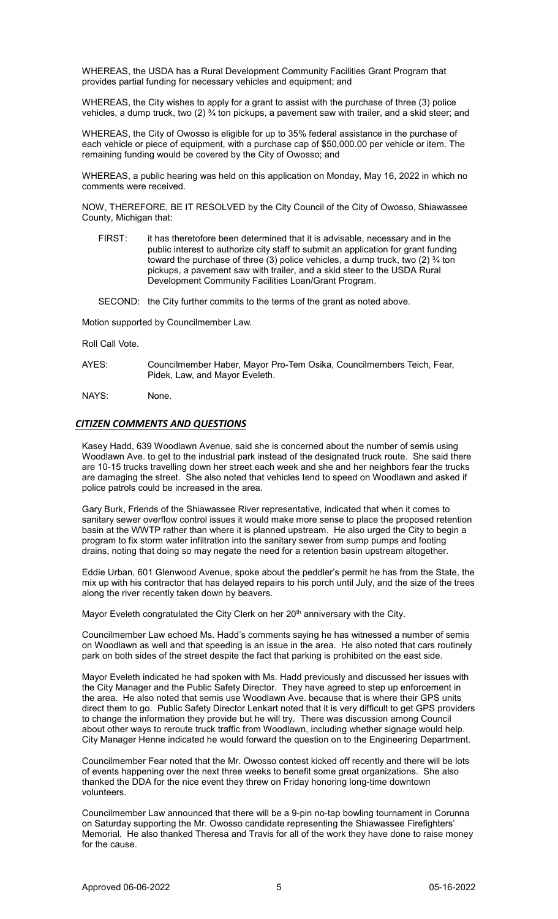WHEREAS, the USDA has a Rural Development Community Facilities Grant Program that provides partial funding for necessary vehicles and equipment; and

WHEREAS, the City wishes to apply for a grant to assist with the purchase of three (3) police vehicles, a dump truck, two (2) ¾ ton pickups, a pavement saw with trailer, and a skid steer; and

WHEREAS, the City of Owosso is eligible for up to 35% federal assistance in the purchase of each vehicle or piece of equipment, with a purchase cap of $50,000.00 per vehicle or item. The remaining funding would be covered by the City of Owosso; and

WHEREAS, a public hearing was held on this application on Monday, May 16, 2022 in which no comments were received.

NOW, THEREFORE, BE IT RESOLVED by the City Council of the City of Owosso, Shiawassee County, Michigan that:

FIRST: it has theretofore been determined that it is advisable, necessary and in the public interest to authorize city staff to submit an application for grant funding toward the purchase of three (3) police vehicles, a dump truck, two (2) ¾ ton pickups, a pavement saw with trailer, and a skid steer to the USDA Rural Development Community Facilities Loan/Grant Program.

SECOND: the City further commits to the terms of the grant as noted above.

Motion supported by Councilmember Law.

Roll Call Vote.

AYES: Councilmember Haber, Mayor Pro-Tem Osika, Councilmembers Teich, Fear, Pidek, Law, and Mayor Eveleth.

NAYS: None.

## *CITIZEN COMMENTS AND QUESTIONS*

Kasey Hadd, 639 Woodlawn Avenue, said she is concerned about the number of semis using Woodlawn Ave. to get to the industrial park instead of the designated truck route. She said there are 10-15 trucks travelling down her street each week and she and her neighbors fear the trucks are damaging the street. She also noted that vehicles tend to speed on Woodlawn and asked if police patrols could be increased in the area.

Gary Burk, Friends of the Shiawassee River representative, indicated that when it comes to sanitary sewer overflow control issues it would make more sense to place the proposed retention basin at the WWTP rather than where it is planned upstream. He also urged the City to begin a program to fix storm water infiltration into the sanitary sewer from sump pumps and footing drains, noting that doing so may negate the need for a retention basin upstream altogether.

Eddie Urban, 601 Glenwood Avenue, spoke about the peddler's permit he has from the State, the mix up with his contractor that has delayed repairs to his porch until July, and the size of the trees along the river recently taken down by beavers.

Mayor Eveleth congratulated the City Clerk on her 20th anniversary with the City.

Councilmember Law echoed Ms. Hadd's comments saying he has witnessed a number of semis on Woodlawn as well and that speeding is an issue in the area. He also noted that cars routinely park on both sides of the street despite the fact that parking is prohibited on the east side.

Mayor Eveleth indicated he had spoken with Ms. Hadd previously and discussed her issues with the City Manager and the Public Safety Director. They have agreed to step up enforcement in the area. He also noted that semis use Woodlawn Ave. because that is where their GPS units direct them to go. Public Safety Director Lenkart noted that it is very difficult to get GPS providers to change the information they provide but he will try. There was discussion among Council about other ways to reroute truck traffic from Woodlawn, including whether signage would help. City Manager Henne indicated he would forward the question on to the Engineering Department.

Councilmember Fear noted that the Mr. Owosso contest kicked off recently and there will be lots of events happening over the next three weeks to benefit some great organizations. She also thanked the DDA for the nice event they threw on Friday honoring long-time downtown volunteers.

Councilmember Law announced that there will be a 9-pin no-tap bowling tournament in Corunna on Saturday supporting the Mr. Owosso candidate representing the Shiawassee Firefighters' Memorial. He also thanked Theresa and Travis for all of the work they have done to raise money for the cause.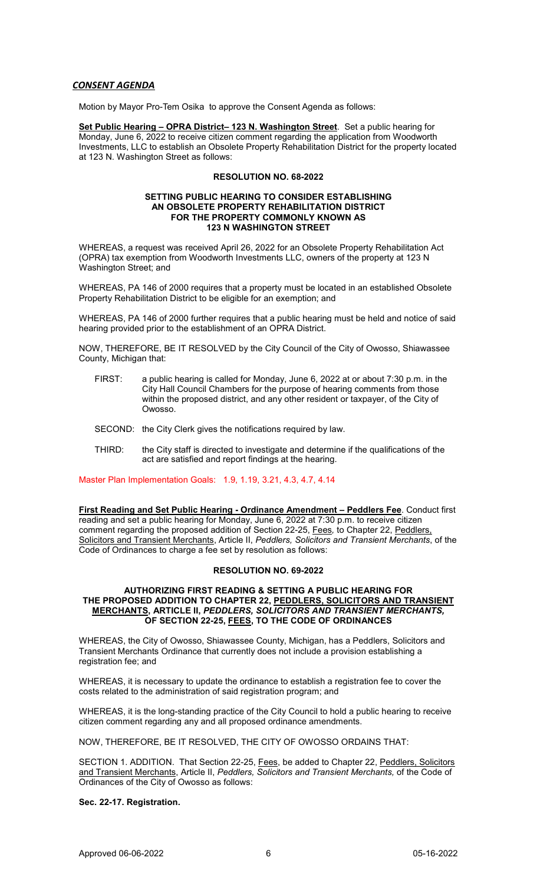## *CONSENT AGENDA*

Motion by Mayor Pro-Tem Osika to approve the Consent Agenda as follows:

**Set Public Hearing – OPRA District– 123 N. Washington Street**. Set a public hearing for Monday, June 6, 2022 to receive citizen comment regarding the application from Woodworth Investments, LLC to establish an Obsolete Property Rehabilitation District for the property located at 123 N. Washington Street as follows:

**RESOLUTION NO. 68-2022**

**SETTING PUBLIC HEARING TO CONSIDER ESTABLISHING AN OBSOLETE PROPERTY REHABILITATION DISTRICT FOR THE PROPERTY COMMONLY KNOWN AS 123 N WASHINGTON STREET**

WHEREAS, a request was received April 26, 2022 for an Obsolete Property Rehabilitation Act (OPRA) tax exemption from Woodworth Investments LLC, owners of the property at 123 N Washington Street; and

WHEREAS, PA 146 of 2000 requires that a property must be located in an established Obsolete Property Rehabilitation District to be eligible for an exemption; and

WHEREAS, PA 146 of 2000 further requires that a public hearing must be held and notice of said hearing provided prior to the establishment of an OPRA District.

NOW, THEREFORE, BE IT RESOLVED by the City Council of the City of Owosso, Shiawassee County, Michigan that:

FIRST: a public hearing is called for Monday, June 6, 2022 at or about 7:30 p.m. in the City Hall Council Chambers for the purpose of hearing comments from those within the proposed district, and any other resident or taxpayer, of the City of Owosso.

SECOND: the City Clerk gives the notifications required by law.

THIRD: the City staff is directed to investigate and determine if the qualifications of the act are satisfied and report findings at the hearing.

Master Plan Implementation Goals: 1.9, 1.19, 3.21, 4.3, 4.7, 4.14

**First Reading and Set Public Hearing - Ordinance Amendment – Peddlers Fee**. Conduct first reading and set a public hearing for Monday, June 6, 2022 at 7:30 p.m. to receive citizen comment regarding the proposed addition of Section 22-25, Fees, to Chapter 22, Peddlers, Solicitors and Transient Merchants, Article II, *Peddlers, Solicitors and Transient Merchants*, of the Code of Ordinances to charge a fee set by resolution as follows:

**RESOLUTION NO. 69-2022**

**AUTHORIZING FIRST READING & SETTING A PUBLIC HEARING FOR THE PROPOSED ADDITION TO CHAPTER 22, PEDDLERS, SOLICITORS AND TRANSIENT MERCHANTS, ARTICLE II, *PEDDLERS, SOLICITORS AND TRANSIENT MERCHANTS,* OF SECTION 22-25, FEES, TO THE CODE OF ORDINANCES**

WHEREAS, the City of Owosso, Shiawassee County, Michigan, has a Peddlers, Solicitors and Transient Merchants Ordinance that currently does not include a provision establishing a registration fee; and

WHEREAS, it is necessary to update the ordinance to establish a registration fee to cover the costs related to the administration of said registration program; and

WHEREAS, it is the long-standing practice of the City Council to hold a public hearing to receive citizen comment regarding any and all proposed ordinance amendments.

NOW, THEREFORE, BE IT RESOLVED, THE CITY OF OWOSSO ORDAINS THAT:

SECTION 1. ADDITION. That Section 22-25, Fees, be added to Chapter 22, Peddlers, Solicitors and Transient Merchants, Article II, *Peddlers, Solicitors and Transient Merchants,* of the Code of Ordinances of the City of Owosso as follows:

**Sec. 22-17. Registration.**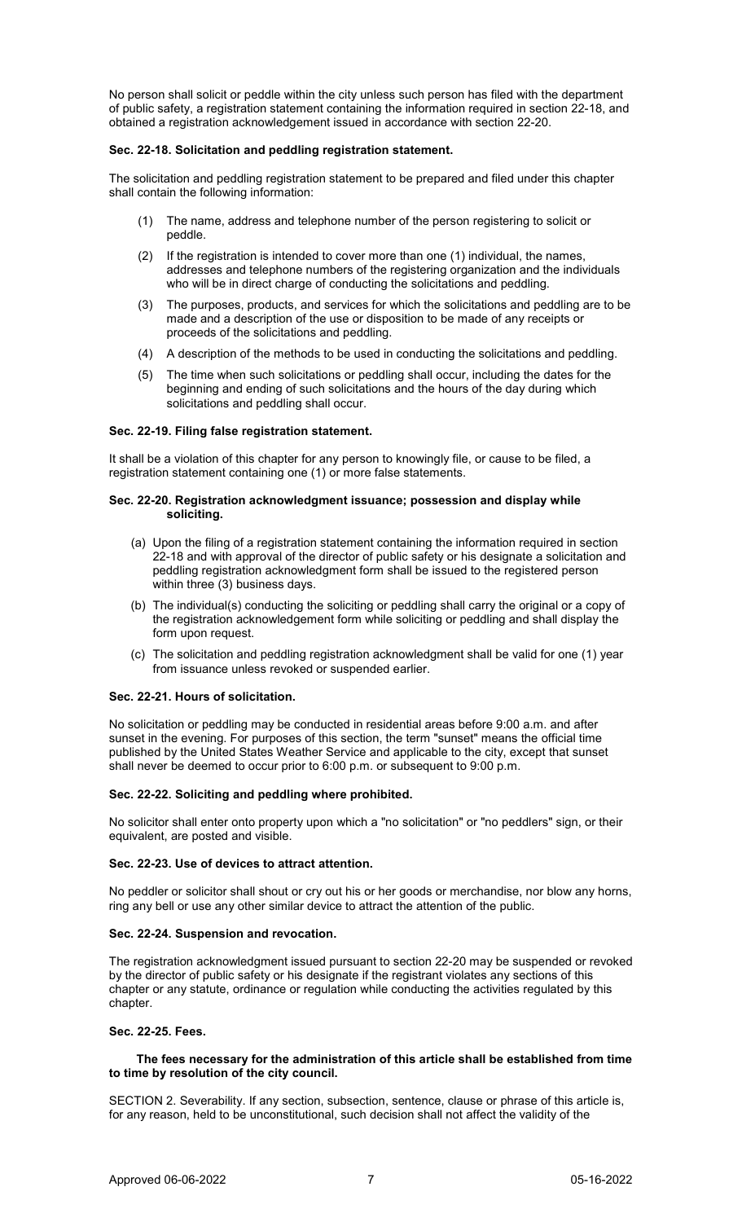No person shall solicit or peddle within the city unless such person has filed with the department of public safety, a registration statement containing the information required in section 22-18, and obtained a registration acknowledgement issued in accordance with section 22-20.

**Sec. 22-18. Solicitation and peddling registration statement.**

The solicitation and peddling registration statement to be prepared and filed under this chapter shall contain the following information:

(1) The name, address and telephone number of the person registering to solicit or peddle.

(2) If the registration is intended to cover more than one (1) individual, the names, addresses and telephone numbers of the registering organization and the individuals who will be in direct charge of conducting the solicitations and peddling.

(3) The purposes, products, and services for which the solicitations and peddling are to be made and a description of the use or disposition to be made of any receipts or proceeds of the solicitations and peddling.

(4) A description of the methods to be used in conducting the solicitations and peddling.

(5) The time when such solicitations or peddling shall occur, including the dates for the beginning and ending of such solicitations and the hours of the day during which solicitations and peddling shall occur.

**Sec. 22-19. Filing false registration statement.**

It shall be a violation of this chapter for any person to knowingly file, or cause to be filed, a registration statement containing one (1) or more false statements.

**Sec. 22-20. Registration acknowledgment issuance; possession and display while soliciting.**

(a) Upon the filing of a registration statement containing the information required in section 22-18 and with approval of the director of public safety or his designate a solicitation and peddling registration acknowledgment form shall be issued to the registered person within three (3) business days.

(b) The individual(s) conducting the soliciting or peddling shall carry the original or a copy of the registration acknowledgement form while soliciting or peddling and shall display the form upon request.

(c) The solicitation and peddling registration acknowledgment shall be valid for one (1) year from issuance unless revoked or suspended earlier.

**Sec. 22-21. Hours of solicitation.**

No solicitation or peddling may be conducted in residential areas before 9:00 a.m. and after sunset in the evening. For purposes of this section, the term "sunset" means the official time published by the United States Weather Service and applicable to the city, except that sunset shall never be deemed to occur prior to 6:00 p.m. or subsequent to 9:00 p.m.

**Sec. 22-22. Soliciting and peddling where prohibited.**

No solicitor shall enter onto property upon which a "no solicitation" or "no peddlers" sign, or their equivalent, are posted and visible.

**Sec. 22-23. Use of devices to attract attention.**

No peddler or solicitor shall shout or cry out his or her goods or merchandise, nor blow any horns, ring any bell or use any other similar device to attract the attention of the public.

**Sec. 22-24. Suspension and revocation.**

The registration acknowledgment issued pursuant to section 22-20 may be suspended or revoked by the director of public safety or his designate if the registrant violates any sections of this chapter or any statute, ordinance or regulation while conducting the activities regulated by this chapter.

**Sec. 22-25. Fees.**

**The fees necessary for the administration of this article shall be established from time to time by resolution of the city council.**

SECTION 2. Severability. If any section, subsection, sentence, clause or phrase of this article is, for any reason, held to be unconstitutional, such decision shall not affect the validity of the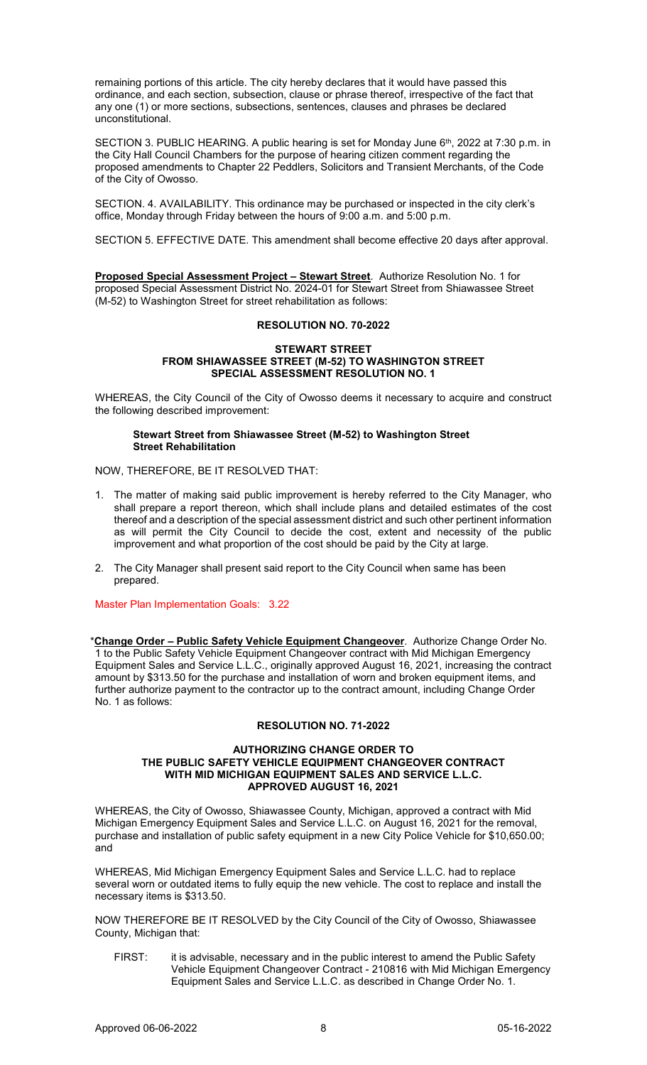remaining portions of this article. The city hereby declares that it would have passed this ordinance, and each section, subsection, clause or phrase thereof, irrespective of the fact that any one (1) or more sections, subsections, sentences, clauses and phrases be declared unconstitutional.

SECTION 3. PUBLIC HEARING. A public hearing is set for Monday June 6th, 2022 at 7:30 p.m. in the City Hall Council Chambers for the purpose of hearing citizen comment regarding the proposed amendments to Chapter 22 Peddlers, Solicitors and Transient Merchants, of the Code of the City of Owosso.

SECTION. 4. AVAILABILITY. This ordinance may be purchased or inspected in the city clerk's office, Monday through Friday between the hours of 9:00 a.m. and 5:00 p.m.

SECTION 5. EFFECTIVE DATE. This amendment shall become effective 20 days after approval.

**Proposed Special Assessment Project – Stewart Street**. Authorize Resolution No. 1 for proposed Special Assessment District No. 2024-01 for Stewart Street from Shiawassee Street (M-52) to Washington Street for street rehabilitation as follows:

**RESOLUTION NO. 70-2022**

**STEWART STREET**
**FROM SHIAWASSEE STREET (M-52) TO WASHINGTON STREET**
**SPECIAL ASSESSMENT RESOLUTION NO. 1**

WHEREAS, the City Council of the City of Owosso deems it necessary to acquire and construct the following described improvement:

**Stewart Street from Shiawassee Street (M-52) to Washington Street**
**Street Rehabilitation**

NOW, THEREFORE, BE IT RESOLVED THAT:

1. The matter of making said public improvement is hereby referred to the City Manager, who shall prepare a report thereon, which shall include plans and detailed estimates of the cost thereof and a description of the special assessment district and such other pertinent information as will permit the City Council to decide the cost, extent and necessity of the public improvement and what proportion of the cost should be paid by the City at large.
2. The City Manager shall present said report to the City Council when same has been prepared.

Master Plan Implementation Goals: 3.22

\***Change Order – Public Safety Vehicle Equipment Changeover**. Authorize Change Order No. 1 to the Public Safety Vehicle Equipment Changeover contract with Mid Michigan Emergency Equipment Sales and Service L.L.C., originally approved August 16, 2021, increasing the contract amount by $313.50 for the purchase and installation of worn and broken equipment items, and further authorize payment to the contractor up to the contract amount, including Change Order No. 1 as follows:

**RESOLUTION NO. 71-2022**

**AUTHORIZING CHANGE ORDER TO**
**THE PUBLIC SAFETY VEHICLE EQUIPMENT CHANGEOVER CONTRACT**
**WITH MID MICHIGAN EQUIPMENT SALES AND SERVICE L.L.C.**
**APPROVED AUGUST 16, 2021**

WHEREAS, the City of Owosso, Shiawassee County, Michigan, approved a contract with Mid Michigan Emergency Equipment Sales and Service L.L.C. on August 16, 2021 for the removal, purchase and installation of public safety equipment in a new City Police Vehicle for $10,650.00; and

WHEREAS, Mid Michigan Emergency Equipment Sales and Service L.L.C. had to replace several worn or outdated items to fully equip the new vehicle. The cost to replace and install the necessary items is $313.50.

NOW THEREFORE BE IT RESOLVED by the City Council of the City of Owosso, Shiawassee County, Michigan that:

FIRST: it is advisable, necessary and in the public interest to amend the Public Safety Vehicle Equipment Changeover Contract - 210816 with Mid Michigan Emergency Equipment Sales and Service L.L.C. as described in Change Order No. 1.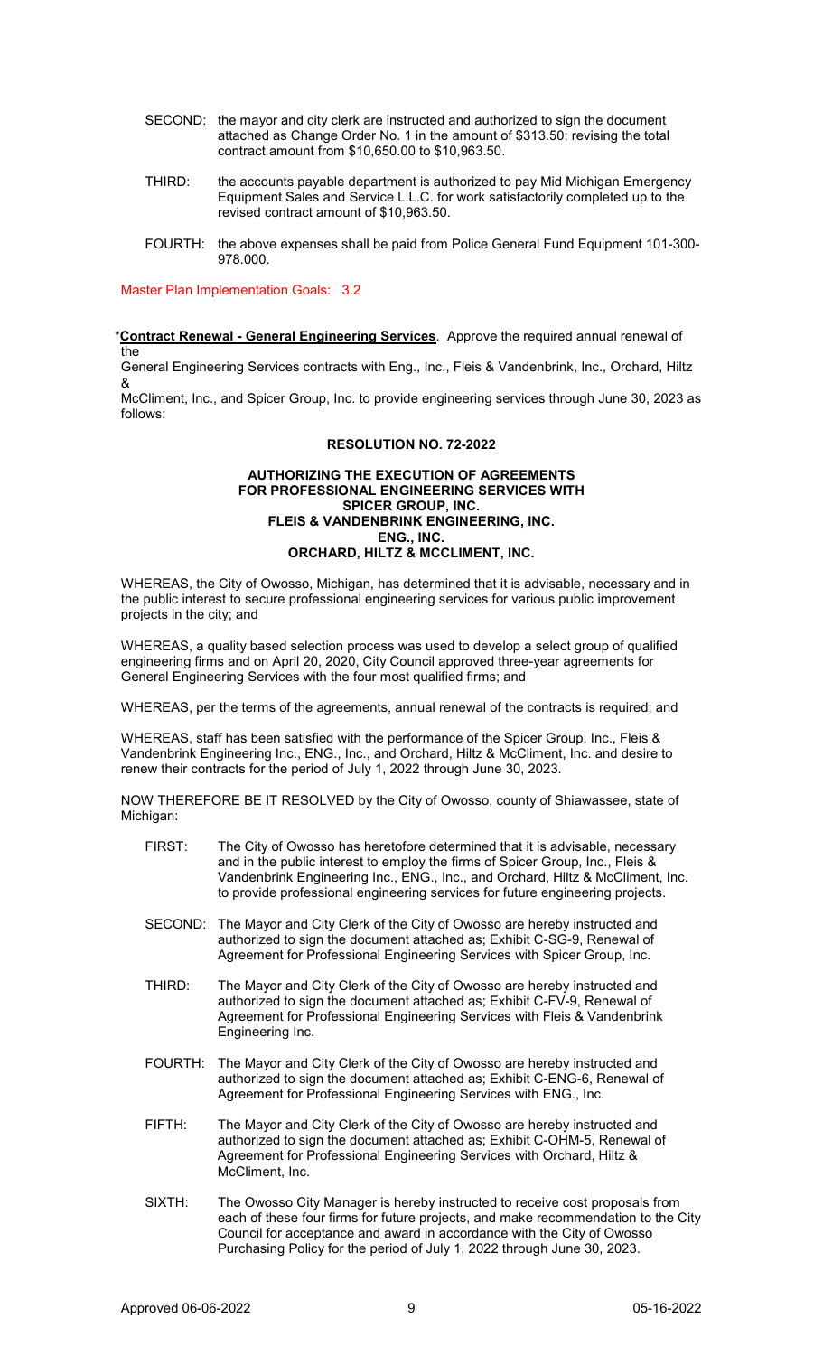SECOND: the mayor and city clerk are instructed and authorized to sign the document attached as Change Order No. 1 in the amount of $313.50; revising the total contract amount from $10,650.00 to $10,963.50.

THIRD: the accounts payable department is authorized to pay Mid Michigan Emergency Equipment Sales and Service L.L.C. for work satisfactorily completed up to the revised contract amount of $10,963.50.

FOURTH: the above expenses shall be paid from Police General Fund Equipment 101-300-978.000.

Master Plan Implementation Goals: 3.2

***Contract Renewal - General Engineering Services**. Approve the required annual renewal of the General Engineering Services contracts with Eng., Inc., Fleis & Vandenbrink, Inc., Orchard, Hiltz & McCliment, Inc., and Spicer Group, Inc. to provide engineering services through June 30, 2023 as follows:

**RESOLUTION NO. 72-2022**

**AUTHORIZING THE EXECUTION OF AGREEMENTS FOR PROFESSIONAL ENGINEERING SERVICES WITH SPICER GROUP, INC. FLEIS & VANDENBRINK ENGINEERING, INC. ENG., INC. ORCHARD, HILTZ & MCCLIMENT, INC.**

WHEREAS, the City of Owosso, Michigan, has determined that it is advisable, necessary and in the public interest to secure professional engineering services for various public improvement projects in the city; and

WHEREAS, a quality based selection process was used to develop a select group of qualified engineering firms and on April 20, 2020, City Council approved three-year agreements for General Engineering Services with the four most qualified firms; and

WHEREAS, per the terms of the agreements, annual renewal of the contracts is required; and

WHEREAS, staff has been satisfied with the performance of the Spicer Group, Inc., Fleis & Vandenbrink Engineering Inc., ENG., Inc., and Orchard, Hiltz & McCliment, Inc. and desire to renew their contracts for the period of July 1, 2022 through June 30, 2023.

NOW THEREFORE BE IT RESOLVED by the City of Owosso, county of Shiawassee, state of Michigan:

FIRST: The City of Owosso has heretofore determined that it is advisable, necessary and in the public interest to employ the firms of Spicer Group, Inc., Fleis & Vandenbrink Engineering Inc., ENG., Inc., and Orchard, Hiltz & McCliment, Inc. to provide professional engineering services for future engineering projects.

SECOND: The Mayor and City Clerk of the City of Owosso are hereby instructed and authorized to sign the document attached as; Exhibit C-SG-9, Renewal of Agreement for Professional Engineering Services with Spicer Group, Inc.

THIRD: The Mayor and City Clerk of the City of Owosso are hereby instructed and authorized to sign the document attached as; Exhibit C-FV-9, Renewal of Agreement for Professional Engineering Services with Fleis & Vandenbrink Engineering Inc.

FOURTH: The Mayor and City Clerk of the City of Owosso are hereby instructed and authorized to sign the document attached as; Exhibit C-ENG-6, Renewal of Agreement for Professional Engineering Services with ENG., Inc.

FIFTH: The Mayor and City Clerk of the City of Owosso are hereby instructed and authorized to sign the document attached as; Exhibit C-OHM-5, Renewal of Agreement for Professional Engineering Services with Orchard, Hiltz & McCliment, Inc.

SIXTH: The Owosso City Manager is hereby instructed to receive cost proposals from each of these four firms for future projects, and make recommendation to the City Council for acceptance and award in accordance with the City of Owosso Purchasing Policy for the period of July 1, 2022 through June 30, 2023.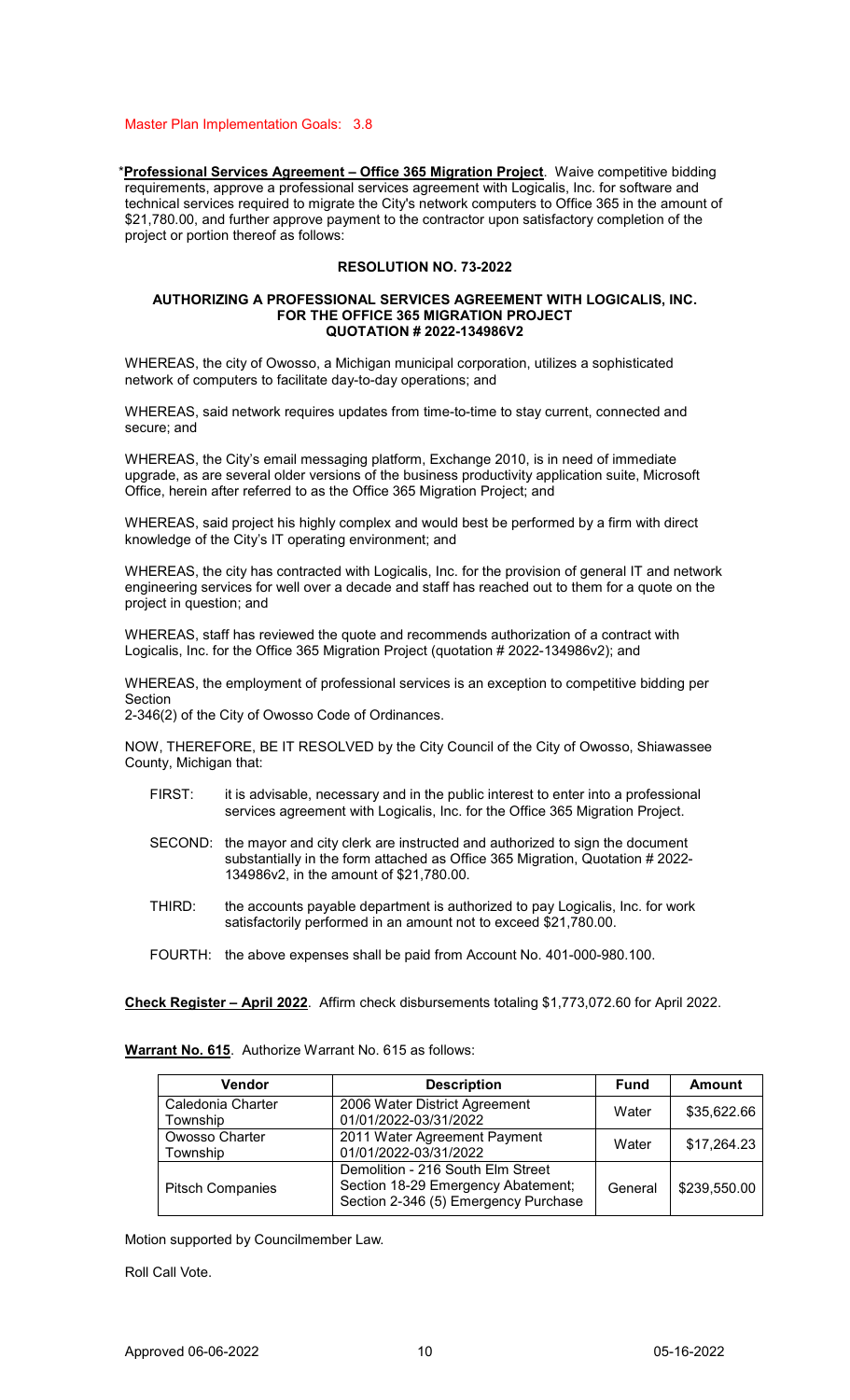Master Plan Implementation Goals: 3.8

*__Professional Services Agreement – Office 365 Migration Project__. Waive competitive bidding requirements, approve a professional services agreement with Logicalis, Inc. for software and technical services required to migrate the City's network computers to Office 365 in the amount of $21,780.00, and further approve payment to the contractor upon satisfactory completion of the project or portion thereof as follows:

**RESOLUTION NO. 73-2022**

**AUTHORIZING A PROFESSIONAL SERVICES AGREEMENT WITH LOGICALIS, INC. FOR THE OFFICE 365 MIGRATION PROJECT QUOTATION # 2022-134986V2**

WHEREAS, the city of Owosso, a Michigan municipal corporation, utilizes a sophisticated network of computers to facilitate day-to-day operations; and

WHEREAS, said network requires updates from time-to-time to stay current, connected and secure; and

WHEREAS, the City's email messaging platform, Exchange 2010, is in need of immediate upgrade, as are several older versions of the business productivity application suite, Microsoft Office, herein after referred to as the Office 365 Migration Project; and

WHEREAS, said project his highly complex and would best be performed by a firm with direct knowledge of the City's IT operating environment; and

WHEREAS, the city has contracted with Logicalis, Inc. for the provision of general IT and network engineering services for well over a decade and staff has reached out to them for a quote on the project in question; and

WHEREAS, staff has reviewed the quote and recommends authorization of a contract with Logicalis, Inc. for the Office 365 Migration Project (quotation # 2022-134986v2); and

WHEREAS, the employment of professional services is an exception to competitive bidding per Section 2-346(2) of the City of Owosso Code of Ordinances.

NOW, THEREFORE, BE IT RESOLVED by the City Council of the City of Owosso, Shiawassee County, Michigan that:

FIRST: it is advisable, necessary and in the public interest to enter into a professional services agreement with Logicalis, Inc. for the Office 365 Migration Project.

SECOND: the mayor and city clerk are instructed and authorized to sign the document substantially in the form attached as Office 365 Migration, Quotation # 2022-134986v2, in the amount of $21,780.00.

THIRD: the accounts payable department is authorized to pay Logicalis, Inc. for work satisfactorily performed in an amount not to exceed $21,780.00.

FOURTH: the above expenses shall be paid from Account No. 401-000-980.100.

**__Check Register – April 2022__**. Affirm check disbursements totaling $1,773,072.60 for April 2022.

**__Warrant No. 615__**. Authorize Warrant No. 615 as follows:

| Vendor | Description | Fund | Amount |
|---|---|---|---|
| Caledonia Charter Township | 2006 Water District Agreement 01/01/2022-03/31/2022 | Water | $35,622.66 |
| Owosso Charter Township | 2011 Water Agreement Payment 01/01/2022-03/31/2022 | Water | $17,264.23 |
| Pitsch Companies | Demolition - 216 South Elm Street Section 18-29 Emergency Abatement; Section 2-346 (5) Emergency Purchase | General | $239,550.00 |

Motion supported by Councilmember Law.

Roll Call Vote.

Approved 06-06-2022 05-16-2022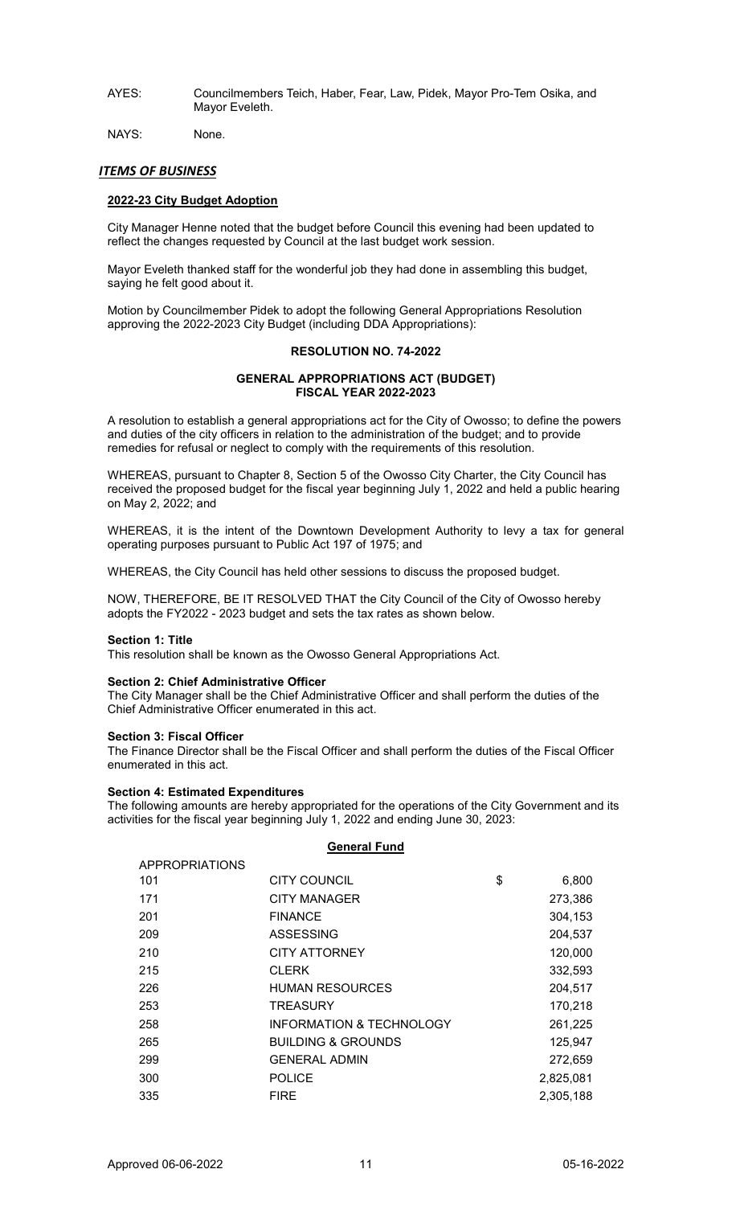AYES: Councilmembers Teich, Haber, Fear, Law, Pidek, Mayor Pro-Tem Osika, and Mayor Eveleth.

NAYS: None.

## ***ITEMS OF BUSINESS***

**2022-23 City Budget Adoption**

City Manager Henne noted that the budget before Council this evening had been updated to reflect the changes requested by Council at the last budget work session.

Mayor Eveleth thanked staff for the wonderful job they had done in assembling this budget, saying he felt good about it.

Motion by Councilmember Pidek to adopt the following General Appropriations Resolution approving the 2022-2023 City Budget (including DDA Appropriations):

**RESOLUTION NO. 74-2022**

**GENERAL APPROPRIATIONS ACT (BUDGET)**
**FISCAL YEAR 2022-2023**

A resolution to establish a general appropriations act for the City of Owosso; to define the powers and duties of the city officers in relation to the administration of the budget; and to provide remedies for refusal or neglect to comply with the requirements of this resolution.

WHEREAS, pursuant to Chapter 8, Section 5 of the Owosso City Charter, the City Council has received the proposed budget for the fiscal year beginning July 1, 2022 and held a public hearing on May 2, 2022; and

WHEREAS, it is the intent of the Downtown Development Authority to levy a tax for general operating purposes pursuant to Public Act 197 of 1975; and

WHEREAS, the City Council has held other sessions to discuss the proposed budget.

NOW, THEREFORE, BE IT RESOLVED THAT the City Council of the City of Owosso hereby adopts the FY2022 - 2023 budget and sets the tax rates as shown below.

**Section 1: Title**
This resolution shall be known as the Owosso General Appropriations Act.

**Section 2: Chief Administrative Officer**
The City Manager shall be the Chief Administrative Officer and shall perform the duties of the Chief Administrative Officer enumerated in this act.

**Section 3: Fiscal Officer**
The Finance Director shall be the Fiscal Officer and shall perform the duties of the Fiscal Officer enumerated in this act.

**Section 4: Estimated Expenditures**
The following amounts are hereby appropriated for the operations of the City Government and its activities for the fiscal year beginning July 1, 2022 and ending June 30, 2023:

**General Fund**

| APPROPRIATIONS | | |
|---|---|---|
| 101 | CITY COUNCIL | $ 6,800 |
| 171 | CITY MANAGER | 273,386 |
| 201 | FINANCE | 304,153 |
| 209 | ASSESSING | 204,537 |
| 210 | CITY ATTORNEY | 120,000 |
| 215 | CLERK | 332,593 |
| 226 | HUMAN RESOURCES | 204,517 |
| 253 | TREASURY | 170,218 |
| 258 | INFORMATION & TECHNOLOGY | 261,225 |
| 265 | BUILDING & GROUNDS | 125,947 |
| 299 | GENERAL ADMIN | 272,659 |
| 300 | POLICE | 2,825,081 |
| 335 | FIRE | 2,305,188 |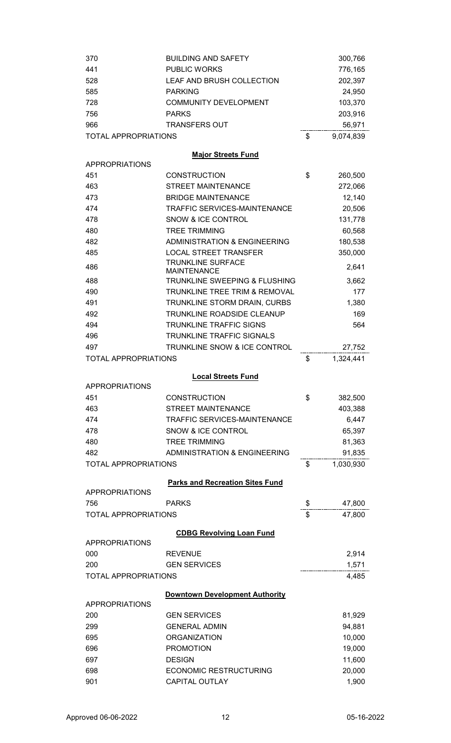| | | | |
|---|---|---|---|
| 370 | BUILDING AND SAFETY | | 300,766 |
| 441 | PUBLIC WORKS | | 776,165 |
| 528 | LEAF AND BRUSH COLLECTION | | 202,397 |
| 585 | PARKING | | 24,950 |
| 728 | COMMUNITY DEVELOPMENT | | 103,370 |
| 756 | PARKS | | 203,916 |
| 966 | TRANSFERS OUT | | 56,971 |
| TOTAL APPROPRIATIONS | | $ | 9,074,839 |

**Major Streets Fund**

| | | | |
|---|---|---|---|
| APPROPRIATIONS | | | |
| 451 | CONSTRUCTION | $ | 260,500 |
| 463 | STREET MAINTENANCE | | 272,066 |
| 473 | BRIDGE MAINTENANCE | | 12,140 |
| 474 | TRAFFIC SERVICES-MAINTENANCE | | 20,506 |
| 478 | SNOW & ICE CONTROL | | 131,778 |
| 480 | TREE TRIMMING | | 60,568 |
| 482 | ADMINISTRATION & ENGINEERING | | 180,538 |
| 485 | LOCAL STREET TRANSFER | | 350,000 |
| 486 | TRUNKLINE SURFACE MAINTENANCE | | 2,641 |
| 488 | TRUNKLINE SWEEPING & FLUSHING | | 3,662 |
| 490 | TRUNKLINE TREE TRIM & REMOVAL | | 177 |
| 491 | TRUNKLINE STORM DRAIN, CURBS | | 1,380 |
| 492 | TRUNKLINE ROADSIDE CLEANUP | | 169 |
| 494 | TRUNKLINE TRAFFIC SIGNS | | 564 |
| 496 | TRUNKLINE TRAFFIC SIGNALS | | |
| 497 | TRUNKLINE SNOW & ICE CONTROL | | 27,752 |
| TOTAL APPROPRIATIONS | | $ | 1,324,441 |

**Local Streets Fund**

| | | | |
|---|---|---|---|
| APPROPRIATIONS | | | |
| 451 | CONSTRUCTION | $ | 382,500 |
| 463 | STREET MAINTENANCE | | 403,388 |
| 474 | TRAFFIC SERVICES-MAINTENANCE | | 6,447 |
| 478 | SNOW & ICE CONTROL | | 65,397 |
| 480 | TREE TRIMMING | | 81,363 |
| 482 | ADMINISTRATION & ENGINEERING | | 91,835 |
| TOTAL APPROPRIATIONS | | $ | 1,030,930 |

**Parks and Recreation Sites Fund**

| | | | |
|---|---|---|---|
| APPROPRIATIONS | | | |
| 756 | PARKS | $ | 47,800 |
| TOTAL APPROPRIATIONS | | $ | 47,800 |

**CDBG Revolving Loan Fund**

| | | | |
|---|---|---|---|
| APPROPRIATIONS | | | |
| 000 | REVENUE | | 2,914 |
| 200 | GEN SERVICES | | 1,571 |
| TOTAL APPROPRIATIONS | | | 4,485 |

**Downtown Development Authority**

| | | | |
|---|---|---|---|
| APPROPRIATIONS | | | |
| 200 | GEN SERVICES | | 81,929 |
| 299 | GENERAL ADMIN | | 94,881 |
| 695 | ORGANIZATION | | 10,000 |
| 696 | PROMOTION | | 19,000 |
| 697 | DESIGN | | 11,600 |
| 698 | ECONOMIC RESTRUCTURING | | 20,000 |
| 901 | CAPITAL OUTLAY | | 1,900 |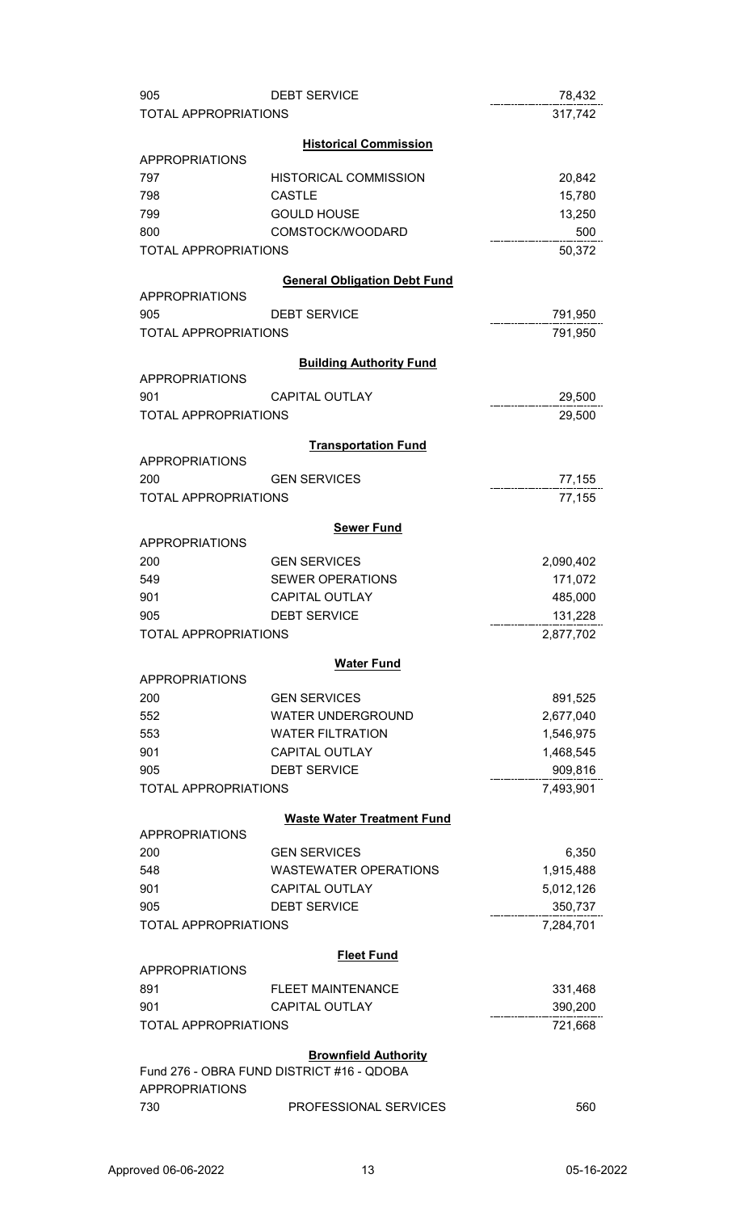| | | |
|---|---|---|
| 905 | DEBT SERVICE | 78,432 |
| TOTAL APPROPRIATIONS | | 317,742 |

**Historical Commission**

| | | |
|---|---|---|
| APPROPRIATIONS | | |
| 797 | HISTORICAL COMMISSION | 20,842 |
| 798 | CASTLE | 15,780 |
| 799 | GOULD HOUSE | 13,250 |
| 800 | COMSTOCK/WOODARD | 500 |
| TOTAL APPROPRIATIONS | | 50,372 |

**General Obligation Debt Fund**

| | | |
|---|---|---|
| APPROPRIATIONS | | |
| 905 | DEBT SERVICE | 791,950 |
| TOTAL APPROPRIATIONS | | 791,950 |

**Building Authority Fund**

| | | |
|---|---|---|
| APPROPRIATIONS | | |
| 901 | CAPITAL OUTLAY | 29,500 |
| TOTAL APPROPRIATIONS | | 29,500 |

**Transportation Fund**

| | | |
|---|---|---|
| APPROPRIATIONS | | |
| 200 | GEN SERVICES | 77,155 |
| TOTAL APPROPRIATIONS | | 77,155 |

**Sewer Fund**

| | | |
|---|---|---|
| APPROPRIATIONS | | |
| 200 | GEN SERVICES | 2,090,402 |
| 549 | SEWER OPERATIONS | 171,072 |
| 901 | CAPITAL OUTLAY | 485,000 |
| 905 | DEBT SERVICE | 131,228 |
| TOTAL APPROPRIATIONS | | 2,877,702 |

**Water Fund**

| | | |
|---|---|---|
| APPROPRIATIONS | | |
| 200 | GEN SERVICES | 891,525 |
| 552 | WATER UNDERGROUND | 2,677,040 |
| 553 | WATER FILTRATION | 1,546,975 |
| 901 | CAPITAL OUTLAY | 1,468,545 |
| 905 | DEBT SERVICE | 909,816 |
| TOTAL APPROPRIATIONS | | 7,493,901 |

**Waste Water Treatment Fund**

| | | |
|---|---|---|
| APPROPRIATIONS | | |
| 200 | GEN SERVICES | 6,350 |
| 548 | WASTEWATER OPERATIONS | 1,915,488 |
| 901 | CAPITAL OUTLAY | 5,012,126 |
| 905 | DEBT SERVICE | 350,737 |
| TOTAL APPROPRIATIONS | | 7,284,701 |

**Fleet Fund**

| | | |
|---|---|---|
| APPROPRIATIONS | | |
| 891 | FLEET MAINTENANCE | 331,468 |
| 901 | CAPITAL OUTLAY | 390,200 |
| TOTAL APPROPRIATIONS | | 721,668 |

**Brownfield Authority**

Fund 276 - OBRA FUND DISTRICT #16 - QDOBA

| | | |
|---|---|---|
| APPROPRIATIONS | | |
| 730 | PROFESSIONAL SERVICES | 560 |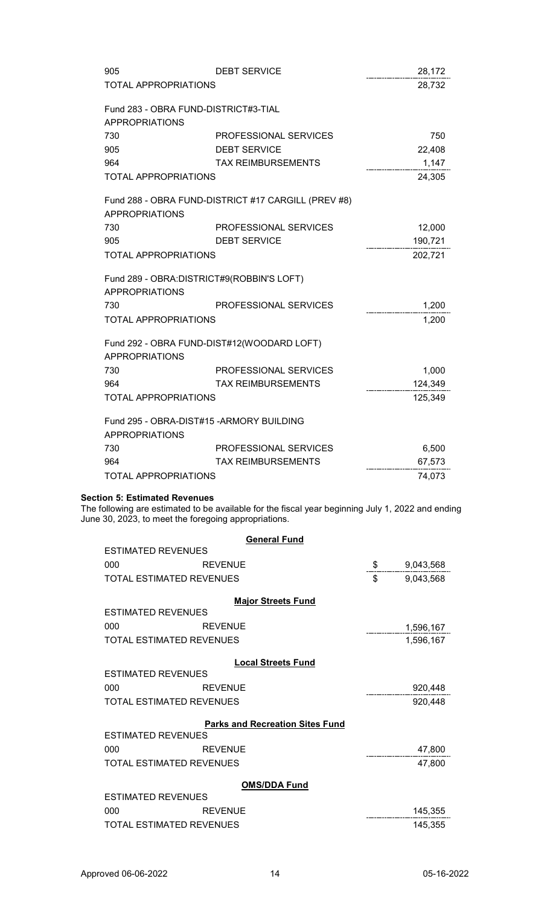| | | |
|---|---|---|
| 905 | DEBT SERVICE | 28,172 |
| TOTAL APPROPRIATIONS | | 28,732 |

Fund 283 - OBRA FUND-DISTRICT#3-TIAL

| APPROPRIATIONS | | |
|---|---|---|
| 730 | PROFESSIONAL SERVICES | 750 |
| 905 | DEBT SERVICE | 22,408 |
| 964 | TAX REIMBURSEMENTS | 1,147 |
| TOTAL APPROPRIATIONS | | 24,305 |

Fund 288 - OBRA FUND-DISTRICT #17 CARGILL (PREV #8)

| APPROPRIATIONS | | |
|---|---|---|
| 730 | PROFESSIONAL SERVICES | 12,000 |
| 905 | DEBT SERVICE | 190,721 |
| TOTAL APPROPRIATIONS | | 202,721 |

Fund 289 - OBRA:DISTRICT#9(ROBBIN'S LOFT)

| APPROPRIATIONS | | |
|---|---|---|
| 730 | PROFESSIONAL SERVICES | 1,200 |
| TOTAL APPROPRIATIONS | | 1,200 |

Fund 292 - OBRA FUND-DIST#12(WOODARD LOFT)

| APPROPRIATIONS | | |
|---|---|---|
| 730 | PROFESSIONAL SERVICES | 1,000 |
| 964 | TAX REIMBURSEMENTS | 124,349 |
| TOTAL APPROPRIATIONS | | 125,349 |

Fund 295 - OBRA-DIST#15 -ARMORY BUILDING

| APPROPRIATIONS | | |
|---|---|---|
| 730 | PROFESSIONAL SERVICES | 6,500 |
| 964 | TAX REIMBURSEMENTS | 67,573 |
| TOTAL APPROPRIATIONS | | 74,073 |

**Section 5: Estimated Revenues**

The following are estimated to be available for the fiscal year beginning July 1, 2022 and ending June 30, 2023, to meet the foregoing appropriations.

**General Fund**

| ESTIMATED REVENUES | | |
|---|---|---|
| 000 | REVENUE | $ 9,043,568 |
| TOTAL ESTIMATED REVENUES | | $ 9,043,568 |

**Major Streets Fund**

| ESTIMATED REVENUES | | |
|---|---|---|
| 000 | REVENUE | 1,596,167 |
| TOTAL ESTIMATED REVENUES | | 1,596,167 |

**Local Streets Fund**

| ESTIMATED REVENUES | | |
|---|---|---|
| 000 | REVENUE | 920,448 |
| TOTAL ESTIMATED REVENUES | | 920,448 |

**Parks and Recreation Sites Fund**

| ESTIMATED REVENUES | | |
|---|---|---|
| 000 | REVENUE | 47,800 |
| TOTAL ESTIMATED REVENUES | | 47,800 |

**OMS/DDA Fund**

| ESTIMATED REVENUES | | |
|---|---|---|
| 000 | REVENUE | 145,355 |
| TOTAL ESTIMATED REVENUES | | 145,355 |

Approved 06-06-2022 05-16-2022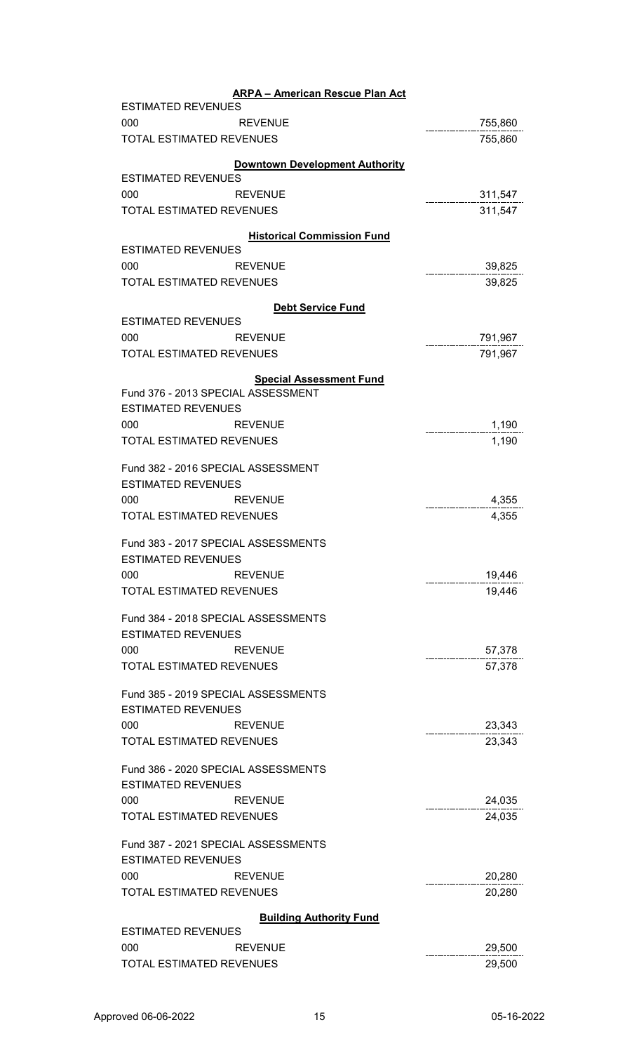**ARPA – American Rescue Plan Act**

| ESTIMATED REVENUES | | |
|---|---|---|
| 000 | REVENUE | 755,860 |
| TOTAL ESTIMATED REVENUES | | 755,860 |

**Downtown Development Authority**

| ESTIMATED REVENUES | | |
|---|---|---|
| 000 | REVENUE | 311,547 |
| TOTAL ESTIMATED REVENUES | | 311,547 |

**Historical Commission Fund**

| ESTIMATED REVENUES | | |
|---|---|---|
| 000 | REVENUE | 39,825 |
| TOTAL ESTIMATED REVENUES | | 39,825 |

**Debt Service Fund**

| ESTIMATED REVENUES | | |
|---|---|---|
| 000 | REVENUE | 791,967 |
| TOTAL ESTIMATED REVENUES | | 791,967 |

**Special Assessment Fund**

Fund 376 - 2013 SPECIAL ASSESSMENT

| ESTIMATED REVENUES | | |
|---|---|---|
| 000 | REVENUE | 1,190 |
| TOTAL ESTIMATED REVENUES | | 1,190 |

Fund 382 - 2016 SPECIAL ASSESSMENT

| ESTIMATED REVENUES | | |
|---|---|---|
| 000 | REVENUE | 4,355 |
| TOTAL ESTIMATED REVENUES | | 4,355 |

Fund 383 - 2017 SPECIAL ASSESSMENTS

| ESTIMATED REVENUES | | |
|---|---|---|
| 000 | REVENUE | 19,446 |
| TOTAL ESTIMATED REVENUES | | 19,446 |

Fund 384 - 2018 SPECIAL ASSESSMENTS

| ESTIMATED REVENUES | | |
|---|---|---|
| 000 | REVENUE | 57,378 |
| TOTAL ESTIMATED REVENUES | | 57,378 |

Fund 385 - 2019 SPECIAL ASSESSMENTS

| ESTIMATED REVENUES | | |
|---|---|---|
| 000 | REVENUE | 23,343 |
| TOTAL ESTIMATED REVENUES | | 23,343 |

Fund 386 - 2020 SPECIAL ASSESSMENTS

| ESTIMATED REVENUES | | |
|---|---|---|
| 000 | REVENUE | 24,035 |
| TOTAL ESTIMATED REVENUES | | 24,035 |

Fund 387 - 2021 SPECIAL ASSESSMENTS

| ESTIMATED REVENUES | | |
|---|---|---|
| 000 | REVENUE | 20,280 |
| TOTAL ESTIMATED REVENUES | | 20,280 |

**Building Authority Fund**

| ESTIMATED REVENUES | | |
|---|---|---|
| 000 | REVENUE | 29,500 |
| TOTAL ESTIMATED REVENUES | | 29,500 |

Approved 06-06-2022 05-16-2022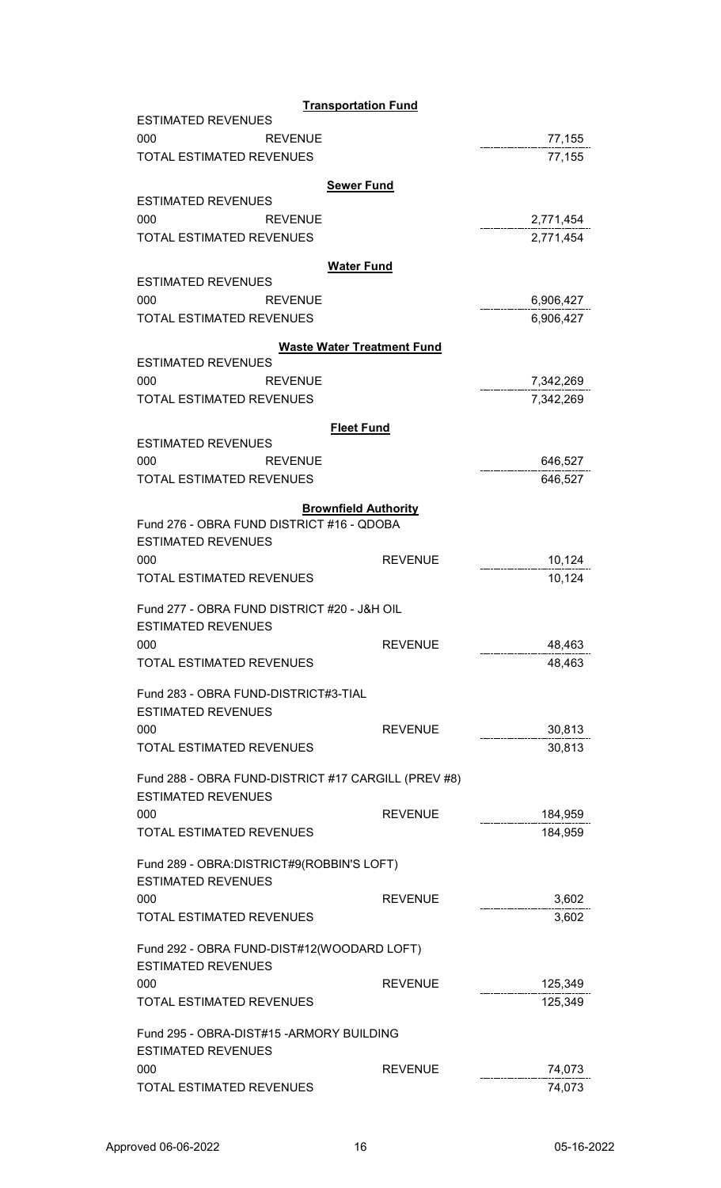**Transportation Fund**

| ESTIMATED REVENUES | | |
|---|---|---|
| 000 | REVENUE | 77,155 |
| TOTAL ESTIMATED REVENUES | | 77,155 |

**Sewer Fund**

| ESTIMATED REVENUES | | |
|---|---|---|
| 000 | REVENUE | 2,771,454 |
| TOTAL ESTIMATED REVENUES | | 2,771,454 |

**Water Fund**

| ESTIMATED REVENUES | | |
|---|---|---|
| 000 | REVENUE | 6,906,427 |
| TOTAL ESTIMATED REVENUES | | 6,906,427 |

**Waste Water Treatment Fund**

| ESTIMATED REVENUES | | |
|---|---|---|
| 000 | REVENUE | 7,342,269 |
| TOTAL ESTIMATED REVENUES | | 7,342,269 |

**Fleet Fund**

| ESTIMATED REVENUES | | |
|---|---|---|
| 000 | REVENUE | 646,527 |
| TOTAL ESTIMATED REVENUES | | 646,527 |

**Brownfield Authority**

Fund 276 - OBRA FUND DISTRICT #16 - QDOBA

| ESTIMATED REVENUES | | |
|---|---|---|
| 000 | REVENUE | 10,124 |
| TOTAL ESTIMATED REVENUES | | 10,124 |

Fund 277 - OBRA FUND DISTRICT #20 - J&H OIL

| ESTIMATED REVENUES | | |
|---|---|---|
| 000 | REVENUE | 48,463 |
| TOTAL ESTIMATED REVENUES | | 48,463 |

Fund 283 - OBRA FUND-DISTRICT#3-TIAL

| ESTIMATED REVENUES | | |
|---|---|---|
| 000 | REVENUE | 30,813 |
| TOTAL ESTIMATED REVENUES | | 30,813 |

Fund 288 - OBRA FUND-DISTRICT #17 CARGILL (PREV #8)

| ESTIMATED REVENUES | | |
|---|---|---|
| 000 | REVENUE | 184,959 |
| TOTAL ESTIMATED REVENUES | | 184,959 |

Fund 289 - OBRA:DISTRICT#9(ROBBIN'S LOFT)

| ESTIMATED REVENUES | | |
|---|---|---|
| 000 | REVENUE | 3,602 |
| TOTAL ESTIMATED REVENUES | | 3,602 |

Fund 292 - OBRA FUND-DIST#12(WOODARD LOFT)

| ESTIMATED REVENUES | | |
|---|---|---|
| 000 | REVENUE | 125,349 |
| TOTAL ESTIMATED REVENUES | | 125,349 |

Fund 295 - OBRA-DIST#15 -ARMORY BUILDING

| ESTIMATED REVENUES | | |
|---|---|---|
| 000 | REVENUE | 74,073 |
| TOTAL ESTIMATED REVENUES | | 74,073 |

Approved 06-06-2022 05-16-2022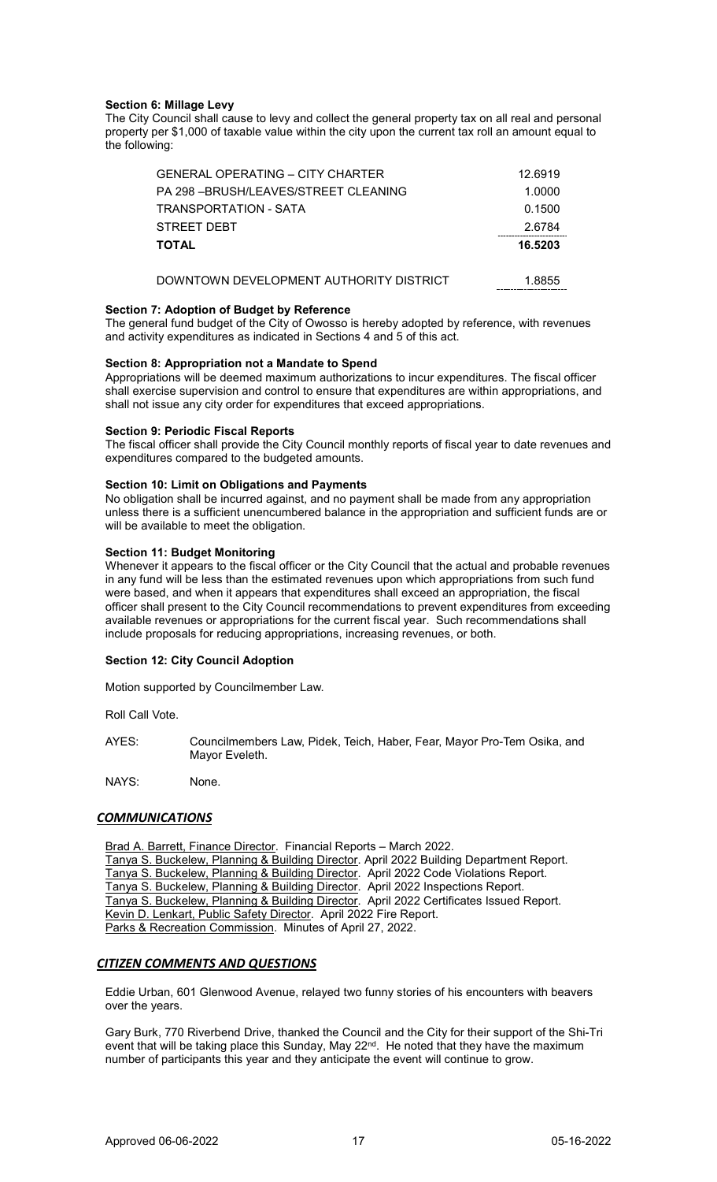**Section 6: Millage Levy**
The City Council shall cause to levy and collect the general property tax on all real and personal property per $1,000 of taxable value within the city upon the current tax roll an amount equal to the following:

| | |
|---|---|
| GENERAL OPERATING – CITY CHARTER | 12.6919 |
| PA 298 –BRUSH/LEAVES/STREET CLEANING | 1.0000 |
| TRANSPORTATION - SATA | 0.1500 |
| STREET DEBT | 2.6784 |
| **TOTAL** | **16.5203** |
| | |
| DOWNTOWN DEVELOPMENT AUTHORITY DISTRICT | 1.8855 |

**Section 7: Adoption of Budget by Reference**
The general fund budget of the City of Owosso is hereby adopted by reference, with revenues and activity expenditures as indicated in Sections 4 and 5 of this act.

**Section 8: Appropriation not a Mandate to Spend**
Appropriations will be deemed maximum authorizations to incur expenditures. The fiscal officer shall exercise supervision and control to ensure that expenditures are within appropriations, and shall not issue any city order for expenditures that exceed appropriations.

**Section 9: Periodic Fiscal Reports**
The fiscal officer shall provide the City Council monthly reports of fiscal year to date revenues and expenditures compared to the budgeted amounts.

**Section 10: Limit on Obligations and Payments**
No obligation shall be incurred against, and no payment shall be made from any appropriation unless there is a sufficient unencumbered balance in the appropriation and sufficient funds are or will be available to meet the obligation.

**Section 11: Budget Monitoring**
Whenever it appears to the fiscal officer or the City Council that the actual and probable revenues in any fund will be less than the estimated revenues upon which appropriations from such fund were based, and when it appears that expenditures shall exceed an appropriation, the fiscal officer shall present to the City Council recommendations to prevent expenditures from exceeding available revenues or appropriations for the current fiscal year. Such recommendations shall include proposals for reducing appropriations, increasing revenues, or both.

**Section 12: City Council Adoption**

Motion supported by Councilmember Law.

Roll Call Vote.

AYES: Councilmembers Law, Pidek, Teich, Haber, Fear, Mayor Pro-Tem Osika, and Mayor Eveleth.

NAYS: None.

## *COMMUNICATIONS*

Brad A. Barrett, Finance Director. Financial Reports – March 2022.
Tanya S. Buckelew, Planning & Building Director. April 2022 Building Department Report.
Tanya S. Buckelew, Planning & Building Director. April 2022 Code Violations Report.
Tanya S. Buckelew, Planning & Building Director. April 2022 Inspections Report.
Tanya S. Buckelew, Planning & Building Director. April 2022 Certificates Issued Report.
Kevin D. Lenkart, Public Safety Director. April 2022 Fire Report.
Parks & Recreation Commission. Minutes of April 27, 2022.

## *CITIZEN COMMENTS AND QUESTIONS*

Eddie Urban, 601 Glenwood Avenue, relayed two funny stories of his encounters with beavers over the years.

Gary Burk, 770 Riverbend Drive, thanked the Council and the City for their support of the Shi-Tri event that will be taking place this Sunday, May 22nd. He noted that they have the maximum number of participants this year and they anticipate the event will continue to grow.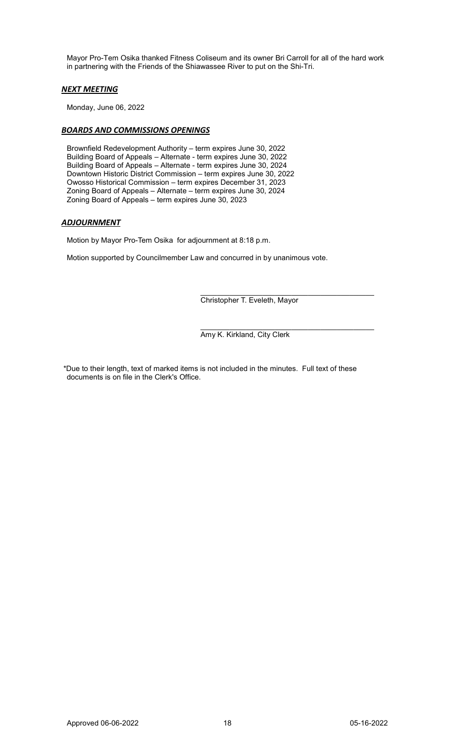Mayor Pro-Tem Osika thanked Fitness Coliseum and its owner Bri Carroll for all of the hard work in partnering with the Friends of the Shiawassee River to put on the Shi-Tri.

***NEXT MEETING***

Monday, June 06, 2022

***BOARDS AND COMMISSIONS OPENINGS***

Brownfield Redevelopment Authority – term expires June 30, 2022
Building Board of Appeals – Alternate - term expires June 30, 2022
Building Board of Appeals – Alternate - term expires June 30, 2024
Downtown Historic District Commission – term expires June 30, 2022
Owosso Historical Commission – term expires December 31, 2023
Zoning Board of Appeals – Alternate – term expires June 30, 2024
Zoning Board of Appeals – term expires June 30, 2023

***ADJOURNMENT***

Motion by Mayor Pro-Tem Osika for adjournment at 8:18 p.m.

Motion supported by Councilmember Law and concurred in by unanimous vote.

Christopher T. Eveleth, Mayor

Amy K. Kirkland, City Clerk

*Due to their length, text of marked items is not included in the minutes. Full text of these documents is on file in the Clerk's Office.